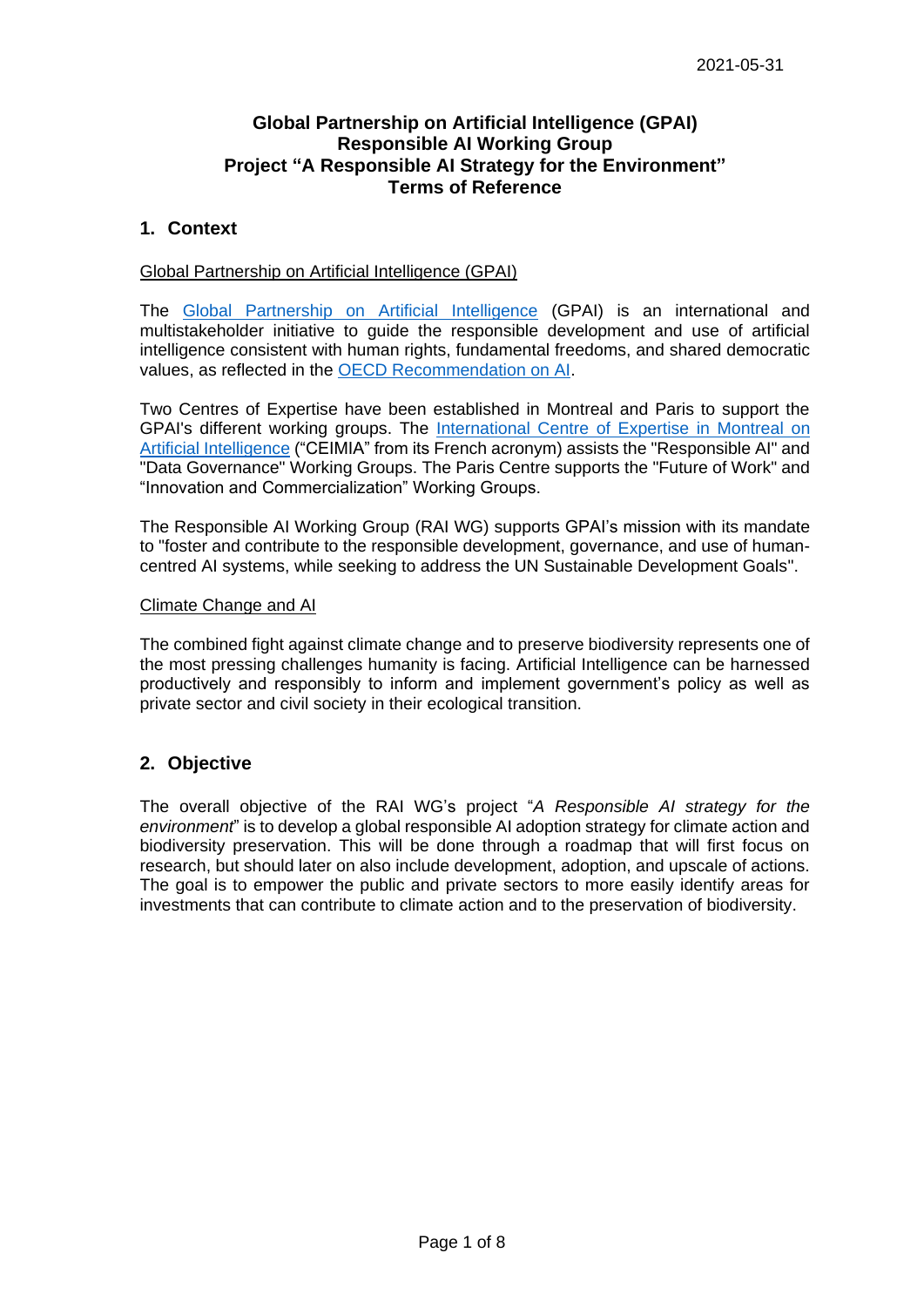2021-05-31

# Global Partnership on Artificial Intelligence (GPAI)
# Responsible AI Working Group
# Project "A Responsible AI Strategy for the Environment"
# Terms of Reference

## 1. Context

Global Partnership on Artificial Intelligence (GPAI)

The [Global Partnership on Artificial Intelligence](#) (GPAI) is an international and multistakeholder initiative to guide the responsible development and use of artificial intelligence consistent with human rights, fundamental freedoms, and shared democratic values, as reflected in the [OECD Recommendation on AI](#).

Two Centres of Expertise have been established in Montreal and Paris to support the GPAI's different working groups. The [International Centre of Expertise in Montreal on Artificial Intelligence](#) ("CEIMIA" from its French acronym) assists the "Responsible AI" and "Data Governance" Working Groups. The Paris Centre supports the "Future of Work" and "Innovation and Commercialization" Working Groups.

The Responsible AI Working Group (RAI WG) supports GPAI's mission with its mandate to "foster and contribute to the responsible development, governance, and use of human-centred AI systems, while seeking to address the UN Sustainable Development Goals".

Climate Change and AI

The combined fight against climate change and to preserve biodiversity represents one of the most pressing challenges humanity is facing. Artificial Intelligence can be harnessed productively and responsibly to inform and implement government's policy as well as private sector and civil society in their ecological transition.

## 2. Objective

The overall objective of the RAI WG's project "*A Responsible AI strategy for the environment*" is to develop a global responsible AI adoption strategy for climate action and biodiversity preservation. This will be done through a roadmap that will first focus on research, but should later on also include development, adoption, and upscale of actions. The goal is to empower the public and private sectors to more easily identify areas for investments that can contribute to climate action and to the preservation of biodiversity.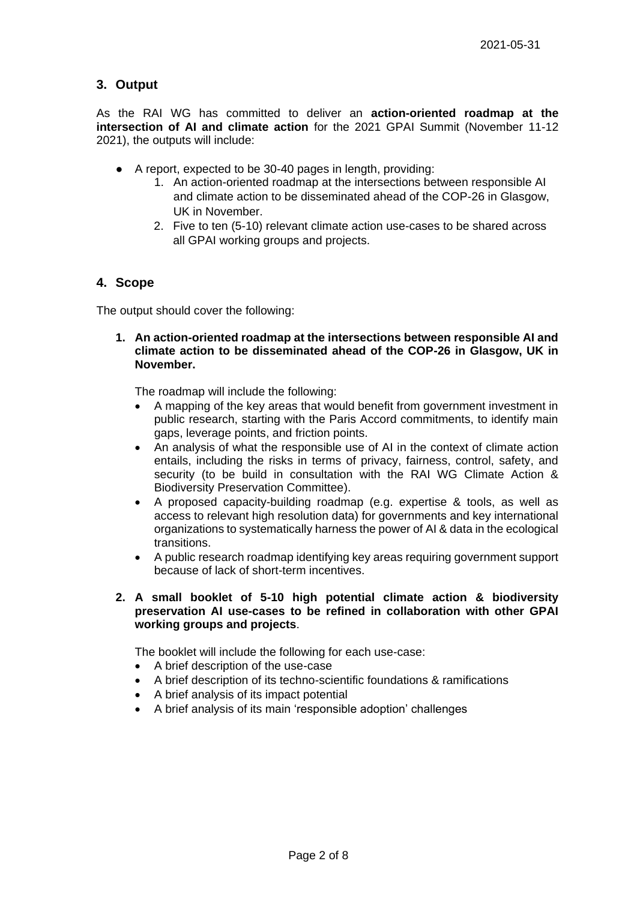2021-05-31

## 3. Output

As the RAI WG has committed to deliver an **action-oriented roadmap at the intersection of AI and climate action** for the 2021 GPAI Summit (November 11-12 2021), the outputs will include:

- A report, expected to be 30-40 pages in length, providing:
    1. An action-oriented roadmap at the intersections between responsible AI and climate action to be disseminated ahead of the COP-26 in Glasgow, UK in November.
    2. Five to ten (5-10) relevant climate action use-cases to be shared across all GPAI working groups and projects.

## 4. Scope

The output should cover the following:

1. **An action-oriented roadmap at the intersections between responsible AI and climate action to be disseminated ahead of the COP-26 in Glasgow, UK in November.**

   The roadmap will include the following:
   - A mapping of the key areas that would benefit from government investment in public research, starting with the Paris Accord commitments, to identify main gaps, leverage points, and friction points.
   - An analysis of what the responsible use of AI in the context of climate action entails, including the risks in terms of privacy, fairness, control, safety, and security (to be build in consultation with the RAI WG Climate Action & Biodiversity Preservation Committee).
   - A proposed capacity-building roadmap (e.g. expertise & tools, as well as access to relevant high resolution data) for governments and key international organizations to systematically harness the power of AI & data in the ecological transitions.
   - A public research roadmap identifying key areas requiring government support because of lack of short-term incentives.

2. **A small booklet of 5-10 high potential climate action & biodiversity preservation AI use-cases to be refined in collaboration with other GPAI working groups and projects**.

   The booklet will include the following for each use-case:
   - A brief description of the use-case
   - A brief description of its techno-scientific foundations & ramifications
   - A brief analysis of its impact potential
   - A brief analysis of its main 'responsible adoption' challenges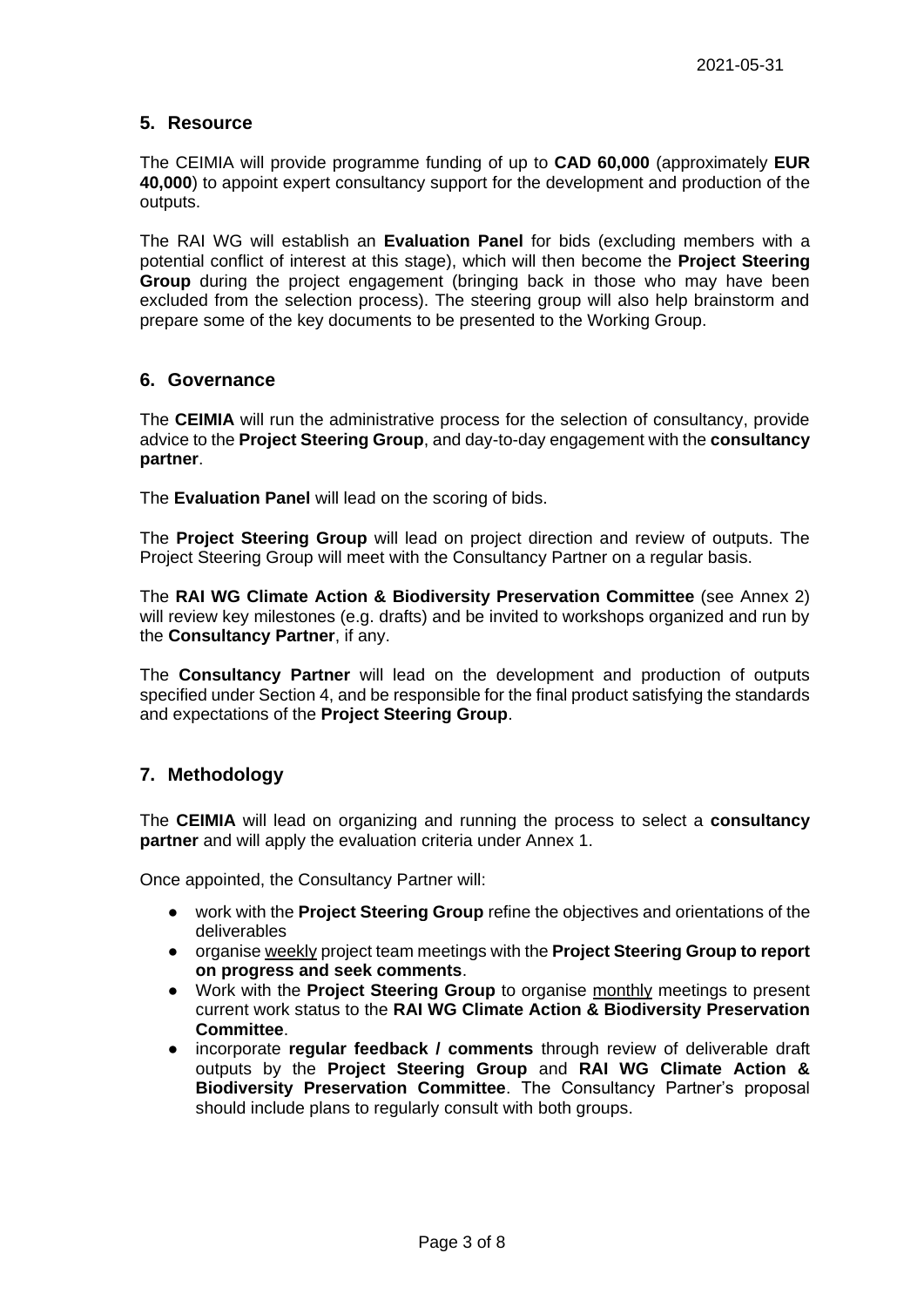## 5. Resource

The CEIMIA will provide programme funding of up to **CAD 60,000** (approximately **EUR 40,000**) to appoint expert consultancy support for the development and production of the outputs.

The RAI WG will establish an **Evaluation Panel** for bids (excluding members with a potential conflict of interest at this stage), which will then become the **Project Steering Group** during the project engagement (bringing back in those who may have been excluded from the selection process). The steering group will also help brainstorm and prepare some of the key documents to be presented to the Working Group.

## 6. Governance

The **CEIMIA** will run the administrative process for the selection of consultancy, provide advice to the **Project Steering Group**, and day-to-day engagement with the **consultancy partner**.

The **Evaluation Panel** will lead on the scoring of bids.

The **Project Steering Group** will lead on project direction and review of outputs. The Project Steering Group will meet with the Consultancy Partner on a regular basis.

The **RAI WG Climate Action & Biodiversity Preservation Committee** (see Annex 2) will review key milestones (e.g. drafts) and be invited to workshops organized and run by the **Consultancy Partner**, if any.

The **Consultancy Partner** will lead on the development and production of outputs specified under Section 4, and be responsible for the final product satisfying the standards and expectations of the **Project Steering Group**.

## 7. Methodology

The **CEIMIA** will lead on organizing and running the process to select a **consultancy partner** and will apply the evaluation criteria under Annex 1.

Once appointed, the Consultancy Partner will:

- work with the **Project Steering Group** refine the objectives and orientations of the deliverables
- organise weekly project team meetings with the **Project Steering Group to report on progress and seek comments**.
- Work with the **Project Steering Group** to organise monthly meetings to present current work status to the **RAI WG Climate Action & Biodiversity Preservation Committee**.
- incorporate **regular feedback / comments** through review of deliverable draft outputs by the **Project Steering Group** and **RAI WG Climate Action & Biodiversity Preservation Committee**. The Consultancy Partner's proposal should include plans to regularly consult with both groups.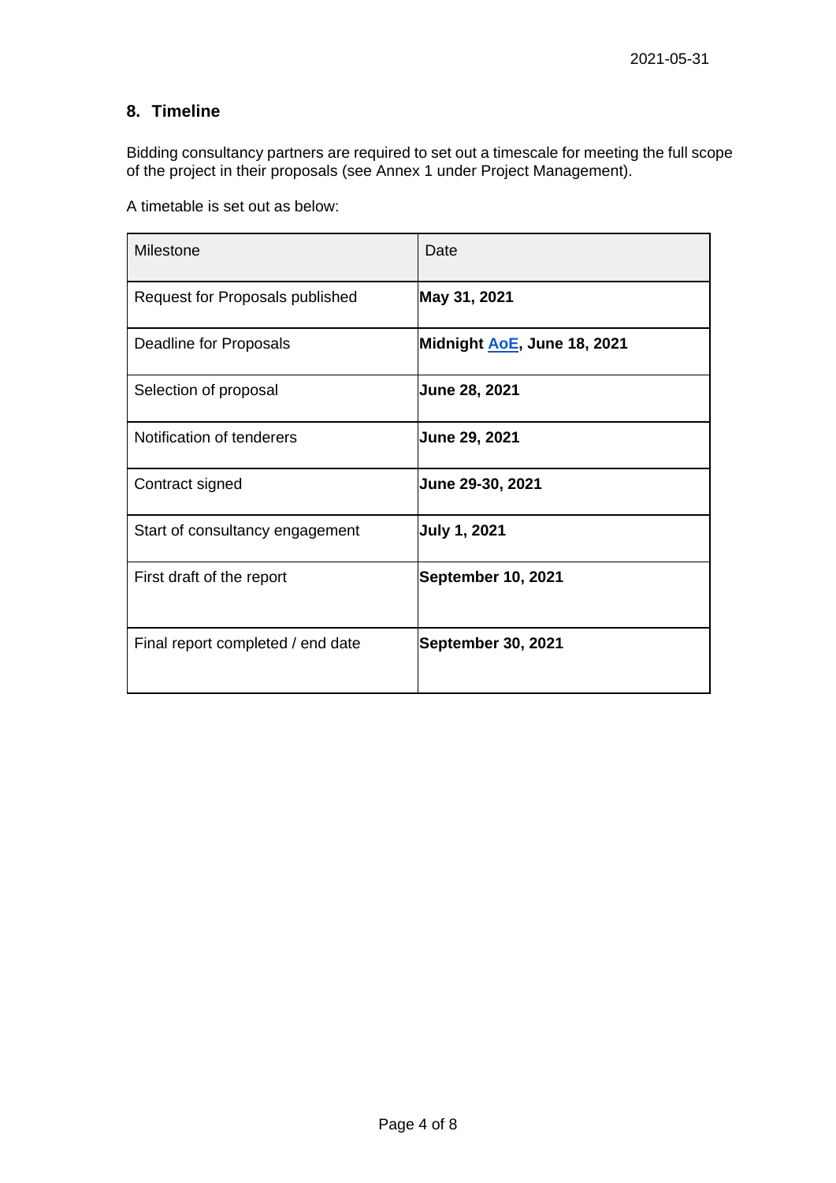2021-05-31

## 8. Timeline

Bidding consultancy partners are required to set out a timescale for meeting the full scope of the project in their proposals (see Annex 1 under Project Management).

A timetable is set out as below:

| Milestone | Date |
|---|---|
| Request for Proposals published | **May 31, 2021** |
| Deadline for Proposals | **Midnight AoE, June 18, 2021** |
| Selection of proposal | **June 28, 2021** |
| Notification of tenderers | **June 29, 2021** |
| Contract signed | **June 29-30, 2021** |
| Start of consultancy engagement | **July 1, 2021** |
| First draft of the report | **September 10, 2021** |
| Final report completed / end date | **September 30, 2021** |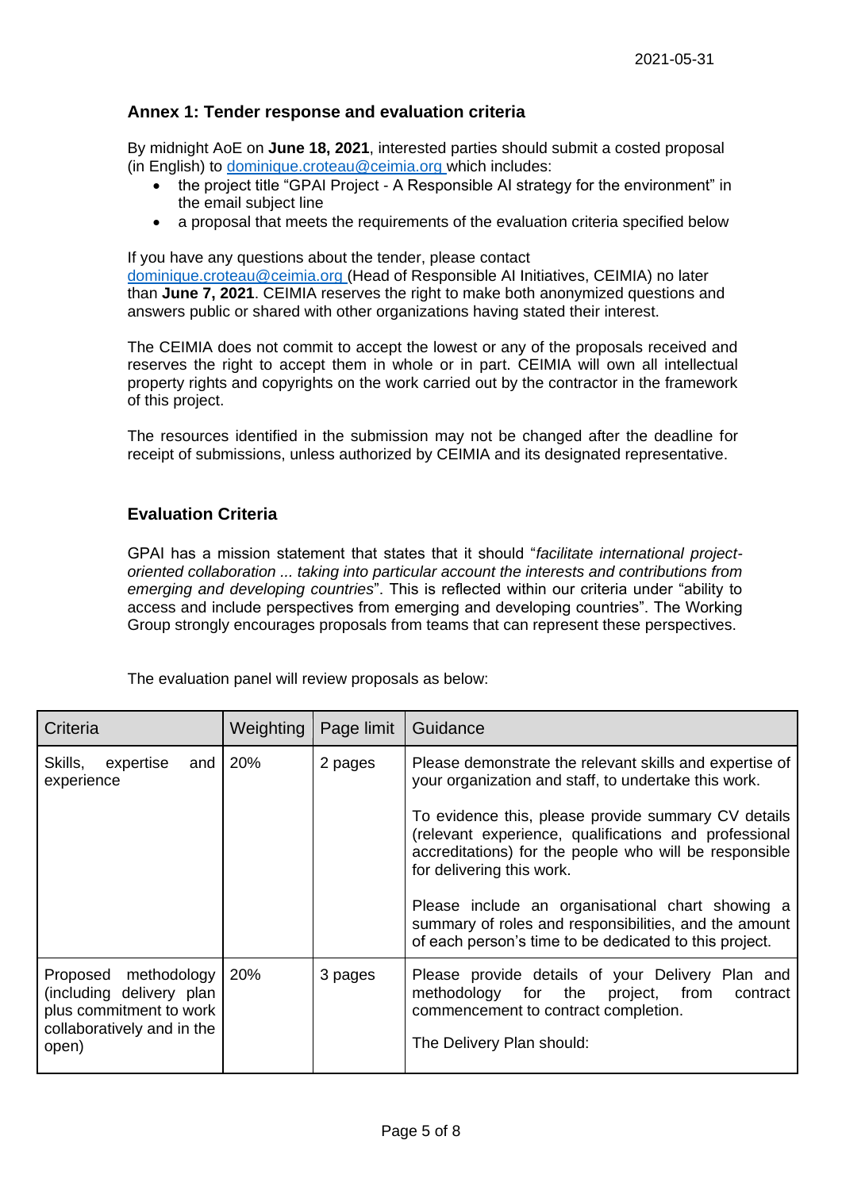2021-05-31

### Annex 1: Tender response and evaluation criteria

By midnight AoE on **June 18, 2021**, interested parties should submit a costed proposal (in English) to dominique.croteau@ceimia.org which includes:

- the project title "GPAI Project - A Responsible AI strategy for the environment" in the email subject line
- a proposal that meets the requirements of the evaluation criteria specified below

If you have any questions about the tender, please contact dominique.croteau@ceimia.org (Head of Responsible AI Initiatives, CEIMIA) no later than **June 7, 2021**. CEIMIA reserves the right to make both anonymized questions and answers public or shared with other organizations having stated their interest.

The CEIMIA does not commit to accept the lowest or any of the proposals received and reserves the right to accept them in whole or in part. CEIMIA will own all intellectual property rights and copyrights on the work carried out by the contractor in the framework of this project.

The resources identified in the submission may not be changed after the deadline for receipt of submissions, unless authorized by CEIMIA and its designated representative.

### Evaluation Criteria

GPAI has a mission statement that states that it should "*facilitate international project-oriented collaboration ... taking into particular account the interests and contributions from emerging and developing countries*". This is reflected within our criteria under "ability to access and include perspectives from emerging and developing countries". The Working Group strongly encourages proposals from teams that can represent these perspectives.

The evaluation panel will review proposals as below:

| Criteria | Weighting | Page limit | Guidance |
|---|---|---|---|
| Skills, expertise and experience | 20% | 2 pages | Please demonstrate the relevant skills and expertise of your organization and staff, to undertake this work.<br><br>To evidence this, please provide summary CV details (relevant experience, qualifications and professional accreditations) for the people who will be responsible for delivering this work.<br><br>Please include an organisational chart showing a summary of roles and responsibilities, and the amount of each person's time to be dedicated to this project. |
| Proposed methodology (including delivery plan plus commitment to work collaboratively and in the open) | 20% | 3 pages | Please provide details of your Delivery Plan and methodology for the project, from contract commencement to contract completion.<br><br>The Delivery Plan should: |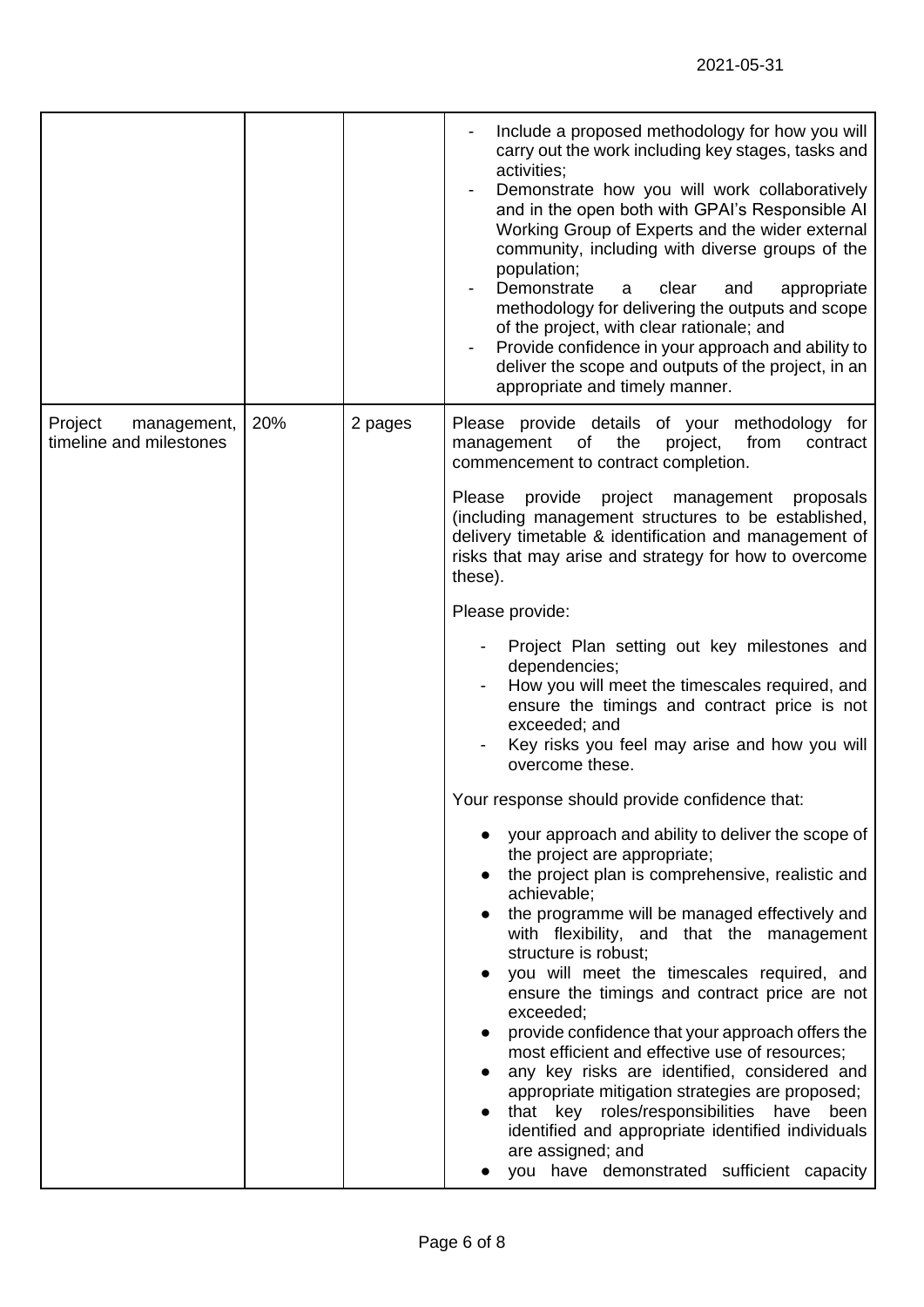| | | | |
|---|---|---|---|
| | | | - Include a proposed methodology for how you will carry out the work including key stages, tasks and activities;<br>- Demonstrate how you will work collaboratively and in the open both with GPAI's Responsible AI Working Group of Experts and the wider external community, including with diverse groups of the population;<br>- Demonstrate a clear and appropriate methodology for delivering the outputs and scope of the project, with clear rationale; and<br>- Provide confidence in your approach and ability to deliver the scope and outputs of the project, in an appropriate and timely manner. |
| Project management, timeline and milestones | 20% | 2 pages | Please provide details of your methodology for management of the project, from contract commencement to contract completion.<br><br>Please provide project management proposals (including management structures to be established, delivery timetable & identification and management of risks that may arise and strategy for how to overcome these).<br><br>Please provide:<br><br>- Project Plan setting out key milestones and dependencies;<br>- How you will meet the timescales required, and ensure the timings and contract price is not exceeded; and<br>- Key risks you feel may arise and how you will overcome these.<br><br>Your response should provide confidence that:<br><br>● your approach and ability to deliver the scope of the project are appropriate;<br>● the project plan is comprehensive, realistic and achievable;<br>● the programme will be managed effectively and with flexibility, and that the management structure is robust;<br>● you will meet the timescales required, and ensure the timings and contract price are not exceeded;<br>● provide confidence that your approach offers the most efficient and effective use of resources;<br>● any key risks are identified, considered and appropriate mitigation strategies are proposed;<br>● that key roles/responsibilities have been identified and appropriate identified individuals are assigned; and<br>● you have demonstrated sufficient capacity |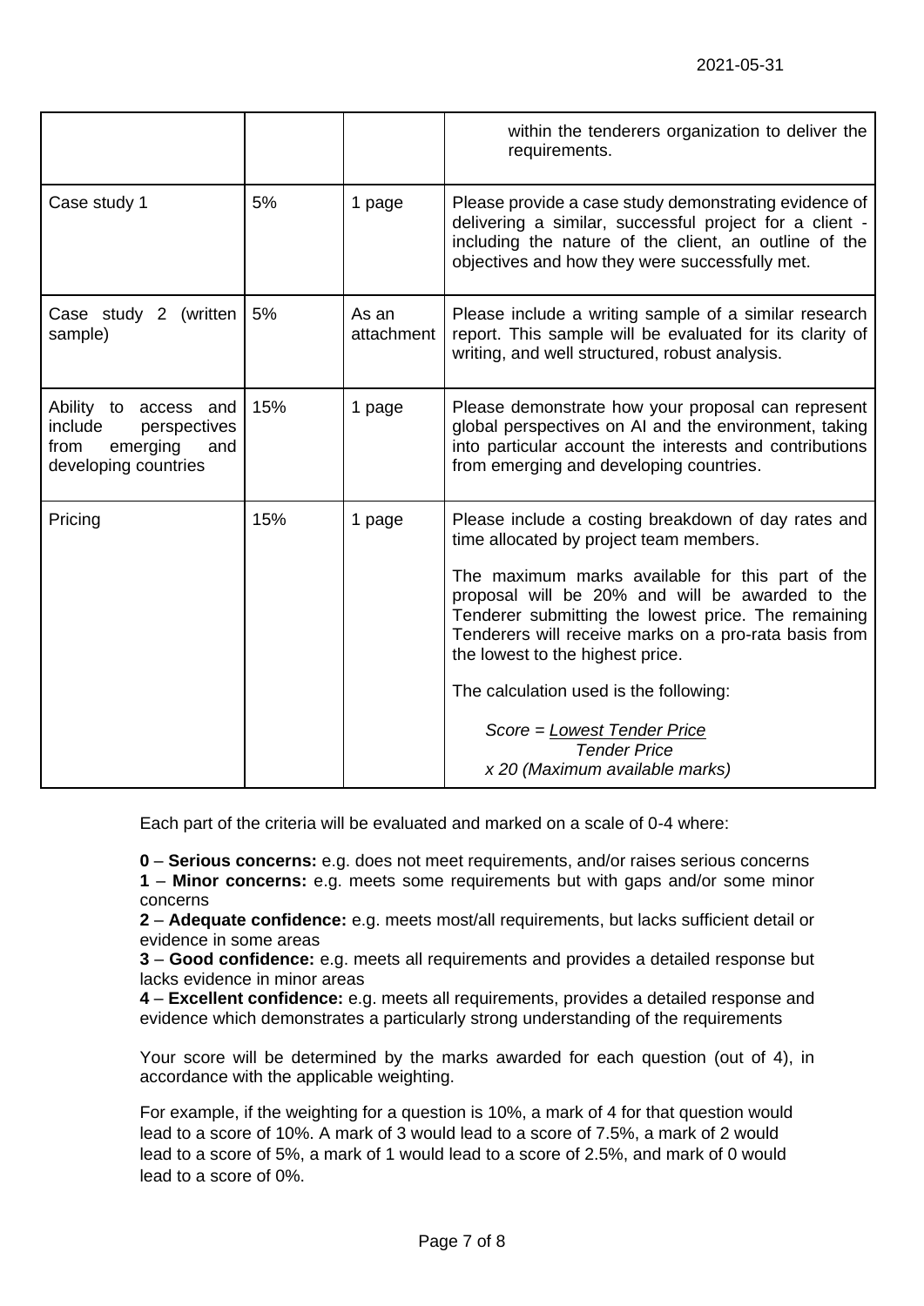| | | | |
|---|---|---|---|
| | | | within the tenderers organization to deliver the requirements. |
| Case study 1 | 5% | 1 page | Please provide a case study demonstrating evidence of delivering a similar, successful project for a client - including the nature of the client, an outline of the objectives and how they were successfully met. |
| Case study 2 (written sample) | 5% | As an attachment | Please include a writing sample of a similar research report. This sample will be evaluated for its clarity of writing, and well structured, robust analysis. |
| Ability to access and include perspectives from emerging and developing countries | 15% | 1 page | Please demonstrate how your proposal can represent global perspectives on AI and the environment, taking into particular account the interests and contributions from emerging and developing countries. |
| Pricing | 15% | 1 page | Please include a costing breakdown of day rates and time allocated by project team members.<br><br>The maximum marks available for this part of the proposal will be 20% and will be awarded to the Tenderer submitting the lowest price. The remaining Tenderers will receive marks on a pro-rata basis from the lowest to the highest price.<br><br>The calculation used is the following:<br><br>*Score = Lowest Tender Price / Tender Price x 20 (Maximum available marks)* |

Each part of the criteria will be evaluated and marked on a scale of 0-4 where:

**0** – **Serious concerns:** e.g. does not meet requirements, and/or raises serious concerns
**1** – **Minor concerns:** e.g. meets some requirements but with gaps and/or some minor concerns
**2** – **Adequate confidence:** e.g. meets most/all requirements, but lacks sufficient detail or evidence in some areas
**3** – **Good confidence:** e.g. meets all requirements and provides a detailed response but lacks evidence in minor areas
**4** – **Excellent confidence:** e.g. meets all requirements, provides a detailed response and evidence which demonstrates a particularly strong understanding of the requirements

Your score will be determined by the marks awarded for each question (out of 4), in accordance with the applicable weighting.

For example, if the weighting for a question is 10%, a mark of 4 for that question would lead to a score of 10%. A mark of 3 would lead to a score of 7.5%, a mark of 2 would lead to a score of 5%, a mark of 1 would lead to a score of 2.5%, and mark of 0 would lead to a score of 0%.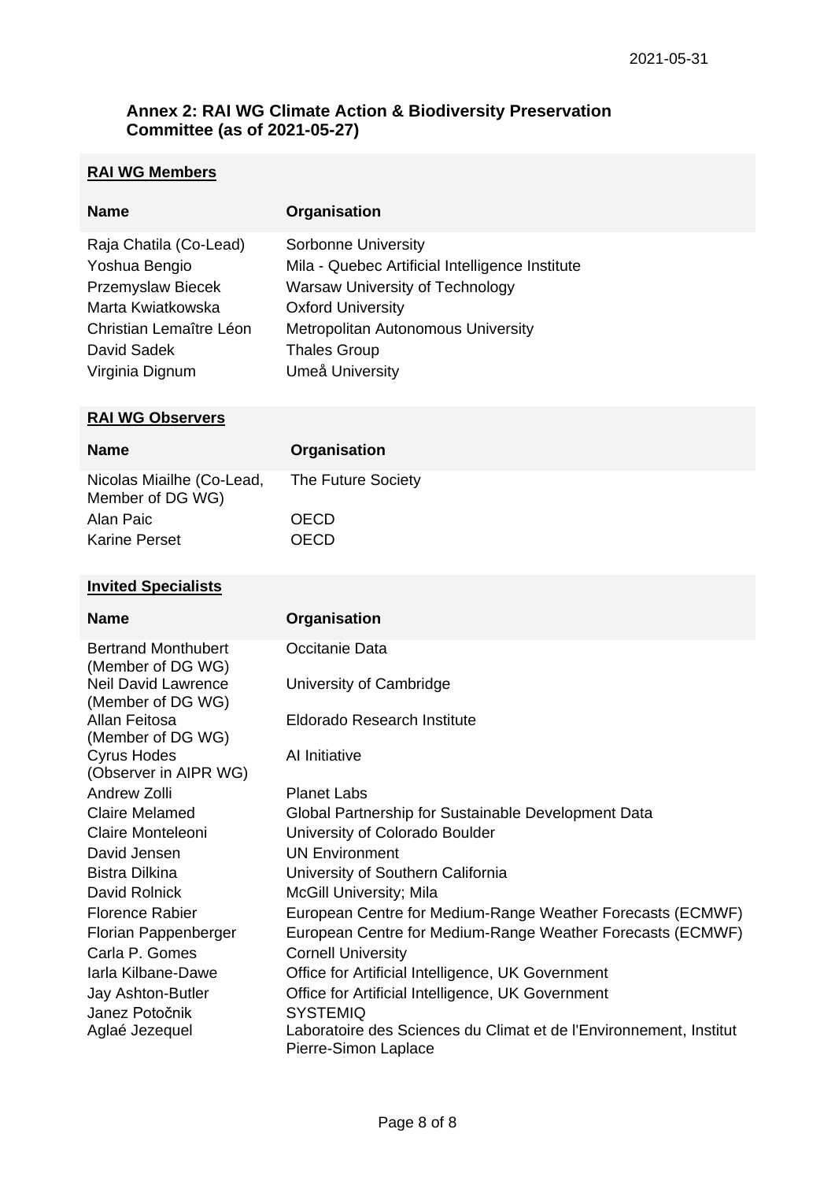2021-05-31

### Annex 2: RAI WG Climate Action & Biodiversity Preservation Committee (as of 2021-05-27)

**RAI WG Members**

| Name | Organisation |
|---|---|
| Raja Chatila (Co-Lead) | Sorbonne University |
| Yoshua Bengio | Mila - Quebec Artificial Intelligence Institute |
| Przemyslaw Biecek | Warsaw University of Technology |
| Marta Kwiatkowska | Oxford University |
| Christian Lemaître Léon | Metropolitan Autonomous University |
| David Sadek | Thales Group |
| Virginia Dignum | Umeå University |

**RAI WG Observers**

| Name | Organisation |
|---|---|
| Nicolas Miailhe (Co-Lead, Member of DG WG) | The Future Society |
| Alan Paic | OECD |
| Karine Perset | OECD |

**Invited Specialists**

| Name | Organisation |
|---|---|
| Bertrand Monthubert (Member of DG WG) | Occitanie Data |
| Neil David Lawrence (Member of DG WG) | University of Cambridge |
| Allan Feitosa (Member of DG WG) | Eldorado Research Institute |
| Cyrus Hodes (Observer in AIPR WG) | AI Initiative |
| Andrew Zolli | Planet Labs |
| Claire Melamed | Global Partnership for Sustainable Development Data |
| Claire Monteleoni | University of Colorado Boulder |
| David Jensen | UN Environment |
| Bistra Dilkina | University of Southern California |
| David Rolnick | McGill University; Mila |
| Florence Rabier | European Centre for Medium-Range Weather Forecasts (ECMWF) |
| Florian Pappenberger | European Centre for Medium-Range Weather Forecasts (ECMWF) |
| Carla P. Gomes | Cornell University |
| Iarla Kilbane-Dawe | Office for Artificial Intelligence, UK Government |
| Jay Ashton-Butler | Office for Artificial Intelligence, UK Government |
| Janez Potočnik | SYSTEMIQ |
| Aglaé Jezequel | Laboratoire des Sciences du Climat et de l'Environnement, Institut Pierre-Simon Laplace |